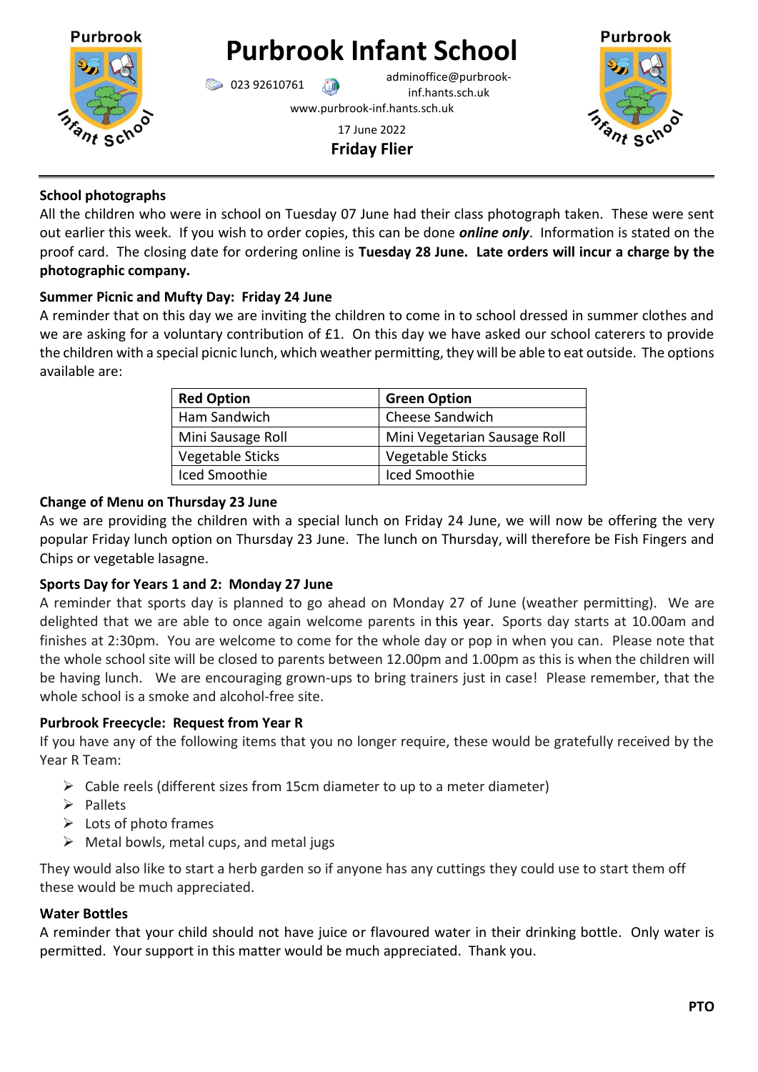# Purbrook Infant School

023 92610761 adminoffice@purbrook-inf.hants.sch.uk

www.purbrook-inf.hants.sch.uk

17 June 2022

**Friday Flier**

### School photographs

All the children who were in school on Tuesday 07 June had their class photograph taken. These were sent out earlier this week. If you wish to order copies, this can be done ***online only***. Information is stated on the proof card. The closing date for ordering online is **Tuesday 28 June. Late orders will incur a charge by the photographic company.**

### Summer Picnic and Mufty Day: Friday 24 June

A reminder that on this day we are inviting the children to come in to school dressed in summer clothes and we are asking for a voluntary contribution of £1. On this day we have asked our school caterers to provide the children with a special picnic lunch, which weather permitting, they will be able to eat outside. The options available are:

| Red Option | Green Option |
|---|---|
| Ham Sandwich | Cheese Sandwich |
| Mini Sausage Roll | Mini Vegetarian Sausage Roll |
| Vegetable Sticks | Vegetable Sticks |
| Iced Smoothie | Iced Smoothie |

### Change of Menu on Thursday 23 June

As we are providing the children with a special lunch on Friday 24 June, we will now be offering the very popular Friday lunch option on Thursday 23 June. The lunch on Thursday, will therefore be Fish Fingers and Chips or vegetable lasagne.

### Sports Day for Years 1 and 2: Monday 27 June

A reminder that sports day is planned to go ahead on Monday 27 of June (weather permitting). We are delighted that we are able to once again welcome parents in this year. Sports day starts at 10.00am and finishes at 2:30pm. You are welcome to come for the whole day or pop in when you can. Please note that the whole school site will be closed to parents between 12.00pm and 1.00pm as this is when the children will be having lunch. We are encouraging grown-ups to bring trainers just in case! Please remember, that the whole school is a smoke and alcohol-free site.

### Purbrook Freecycle: Request from Year R

If you have any of the following items that you no longer require, these would be gratefully received by the Year R Team:

- Cable reels (different sizes from 15cm diameter to up to a meter diameter)
- Pallets
- Lots of photo frames
- Metal bowls, metal cups, and metal jugs

They would also like to start a herb garden so if anyone has any cuttings they could use to start them off these would be much appreciated.

### Water Bottles

A reminder that your child should not have juice or flavoured water in their drinking bottle. Only water is permitted. Your support in this matter would be much appreciated. Thank you.

**PTO**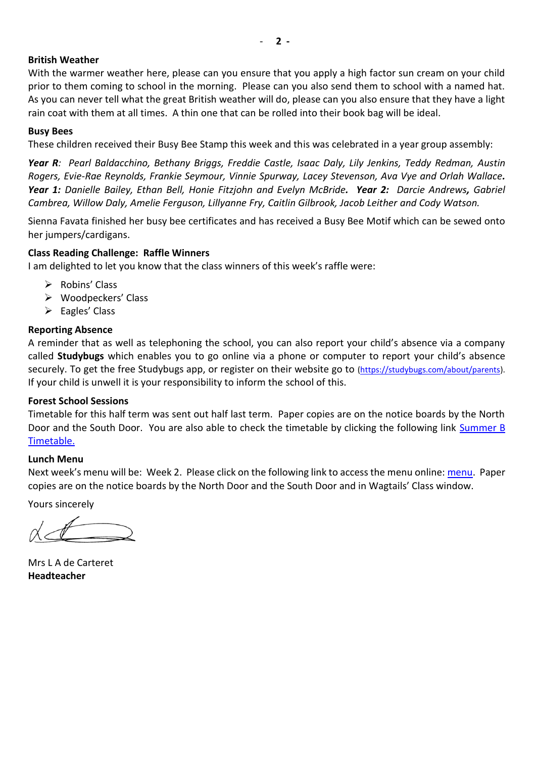**British Weather**

With the warmer weather here, please can you ensure that you apply a high factor sun cream on your child prior to them coming to school in the morning. Please can you also send them to school with a named hat. As you can never tell what the great British weather will do, please can you also ensure that they have a light rain coat with them at all times. A thin one that can be rolled into their book bag will be ideal.

**Busy Bees**

These children received their Busy Bee Stamp this week and this was celebrated in a year group assembly:

***Year R**: Pearl Baldacchino, Bethany Briggs, Freddie Castle, Isaac Daly, Lily Jenkins, Teddy Redman, Austin Rogers, Evie-Rae Reynolds, Frankie Seymour, Vinnie Spurway, Lacey Stevenson, Ava Vye and Orlah Wallace. **Year 1:** Danielle Bailey, Ethan Bell, Honie Fitzjohn and Evelyn McBride. **Year 2:** Darcie Andrews, Gabriel Cambrea, Willow Daly, Amelie Ferguson, Lillyanne Fry, Caitlin Gilbrook, Jacob Leither and Cody Watson.*

Sienna Favata finished her busy bee certificates and has received a Busy Bee Motif which can be sewed onto her jumpers/cardigans.

**Class Reading Challenge: Raffle Winners**

I am delighted to let you know that the class winners of this week's raffle were:

- Robins' Class
- Woodpeckers' Class
- Eagles' Class

**Reporting Absence**

A reminder that as well as telephoning the school, you can also report your child's absence via a company called **Studybugs** which enables you to go online via a phone or computer to report your child's absence securely. To get the free Studybugs app, or register on their website go to (https://studybugs.com/about/parents). If your child is unwell it is your responsibility to inform the school of this.

**Forest School Sessions**

Timetable for this half term was sent out half last term. Paper copies are on the notice boards by the North Door and the South Door. You are also able to check the timetable by clicking the following link Summer B Timetable.

**Lunch Menu**

Next week's menu will be: Week 2. Please click on the following link to access the menu online: menu. Paper copies are on the notice boards by the North Door and the South Door and in Wagtails' Class window.

Yours sincerely

Mrs L A de Carteret
**Headteacher**